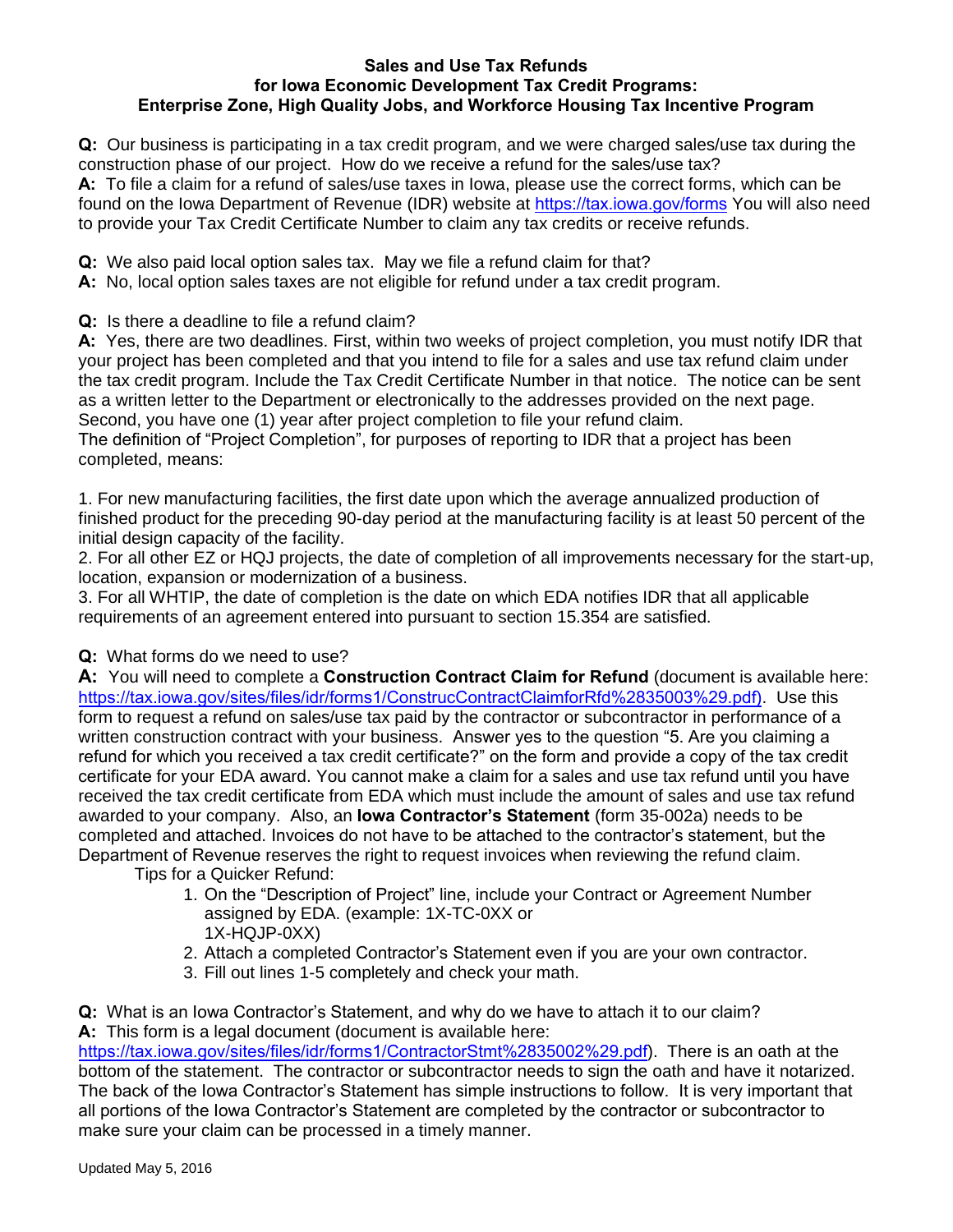# Sales and Use Tax Refunds for Iowa Economic Development Tax Credit Programs: Enterprise Zone, High Quality Jobs, and Workforce Housing Tax Incentive Program

**Q:** Our business is participating in a tax credit program, and we were charged sales/use tax during the construction phase of our project. How do we receive a refund for the sales/use tax?
**A:** To file a claim for a refund of sales/use taxes in Iowa, please use the correct forms, which can be found on the Iowa Department of Revenue (IDR) website at https://tax.iowa.gov/forms You will also need to provide your Tax Credit Certificate Number to claim any tax credits or receive refunds.

**Q:** We also paid local option sales tax. May we file a refund claim for that?
**A:** No, local option sales taxes are not eligible for refund under a tax credit program.

**Q:** Is there a deadline to file a refund claim?
**A:** Yes, there are two deadlines. First, within two weeks of project completion, you must notify IDR that your project has been completed and that you intend to file for a sales and use tax refund claim under the tax credit program. Include the Tax Credit Certificate Number in that notice. The notice can be sent as a written letter to the Department or electronically to the addresses provided on the next page. Second, you have one (1) year after project completion to file your refund claim.
The definition of "Project Completion", for purposes of reporting to IDR that a project has been completed, means:

1. For new manufacturing facilities, the first date upon which the average annualized production of finished product for the preceding 90-day period at the manufacturing facility is at least 50 percent of the initial design capacity of the facility.
2. For all other EZ or HQJ projects, the date of completion of all improvements necessary for the start-up, location, expansion or modernization of a business.
3. For all WHTIP, the date of completion is the date on which EDA notifies IDR that all applicable requirements of an agreement entered into pursuant to section 15.354 are satisfied.

**Q:** What forms do we need to use?
**A:** You will need to complete a **Construction Contract Claim for Refund** (document is available here: https://tax.iowa.gov/sites/files/idr/forms1/ConstrucContractClaimforRfd%2835003%29.pdf). Use this form to request a refund on sales/use tax paid by the contractor or subcontractor in performance of a written construction contract with your business. Answer yes to the question "5. Are you claiming a refund for which you received a tax credit certificate?" on the form and provide a copy of the tax credit certificate for your EDA award. You cannot make a claim for a sales and use tax refund until you have received the tax credit certificate from EDA which must include the amount of sales and use tax refund awarded to your company. Also, an **Iowa Contractor's Statement** (form 35-002a) needs to be completed and attached. Invoices do not have to be attached to the contractor's statement, but the Department of Revenue reserves the right to request invoices when reviewing the refund claim.

Tips for a Quicker Refund:

1. On the "Description of Project" line, include your Contract or Agreement Number assigned by EDA. (example: 1X-TC-0XX or 1X-HQJP-0XX)
2. Attach a completed Contractor's Statement even if you are your own contractor.
3. Fill out lines 1-5 completely and check your math.

**Q:** What is an Iowa Contractor's Statement, and why do we have to attach it to our claim?
**A:** This form is a legal document (document is available here: https://tax.iowa.gov/sites/files/idr/forms1/ContractorStmt%2835002%29.pdf). There is an oath at the bottom of the statement. The contractor or subcontractor needs to sign the oath and have it notarized. The back of the Iowa Contractor's Statement has simple instructions to follow. It is very important that all portions of the Iowa Contractor's Statement are completed by the contractor or subcontractor to make sure your claim can be processed in a timely manner.

Updated May 5, 2016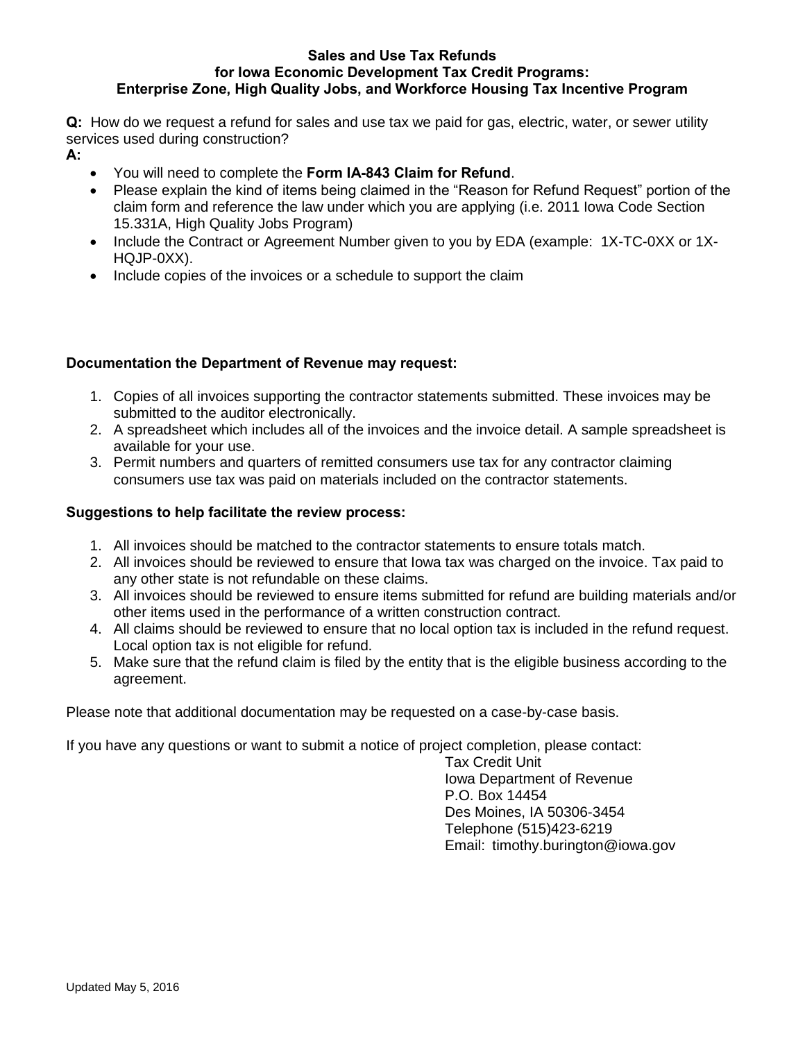**Sales and Use Tax Refunds**
**for Iowa Economic Development Tax Credit Programs:**
**Enterprise Zone, High Quality Jobs, and Workforce Housing Tax Incentive Program**

**Q:** How do we request a refund for sales and use tax we paid for gas, electric, water, or sewer utility services used during construction?

**A:**

- You will need to complete the **Form IA-843 Claim for Refund**.
- Please explain the kind of items being claimed in the "Reason for Refund Request" portion of the claim form and reference the law under which you are applying (i.e. 2011 Iowa Code Section 15.331A, High Quality Jobs Program)
- Include the Contract or Agreement Number given to you by EDA (example: 1X-TC-0XX or 1X-HQJP-0XX).
- Include copies of the invoices or a schedule to support the claim

**Documentation the Department of Revenue may request:**

1. Copies of all invoices supporting the contractor statements submitted. These invoices may be submitted to the auditor electronically.
2. A spreadsheet which includes all of the invoices and the invoice detail. A sample spreadsheet is available for your use.
3. Permit numbers and quarters of remitted consumers use tax for any contractor claiming consumers use tax was paid on materials included on the contractor statements.

**Suggestions to help facilitate the review process:**

1. All invoices should be matched to the contractor statements to ensure totals match.
2. All invoices should be reviewed to ensure that Iowa tax was charged on the invoice. Tax paid to any other state is not refundable on these claims.
3. All invoices should be reviewed to ensure items submitted for refund are building materials and/or other items used in the performance of a written construction contract.
4. All claims should be reviewed to ensure that no local option tax is included in the refund request. Local option tax is not eligible for refund.
5. Make sure that the refund claim is filed by the entity that is the eligible business according to the agreement.

Please note that additional documentation may be requested on a case-by-case basis.

If you have any questions or want to submit a notice of project completion, please contact:

Tax Credit Unit
Iowa Department of Revenue
P.O. Box 14454
Des Moines, IA 50306-3454
Telephone (515)423-6219
Email: timothy.burington@iowa.gov

Updated May 5, 2016